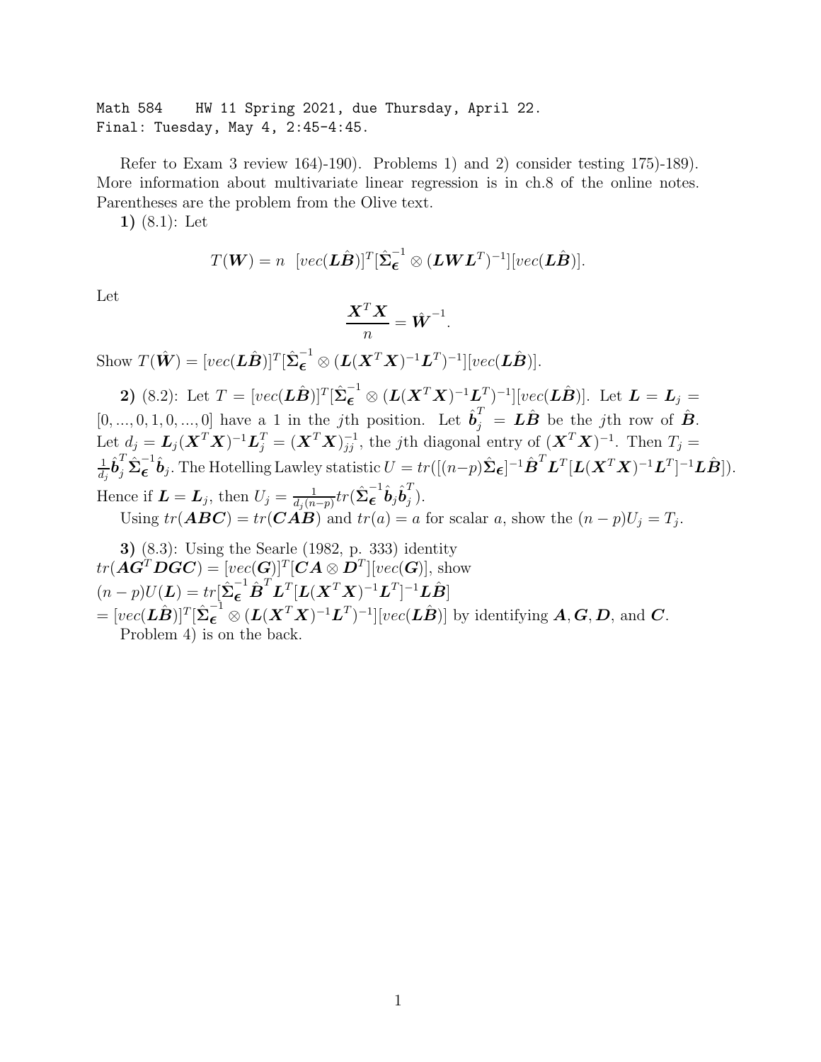Math 584 HW 11 Spring 2021, due Thursday, April 22.
Final: Tuesday, May 4, 2:45-4:45.

Refer to Exam 3 review 164)-190). Problems 1) and 2) consider testing 175)-189). More information about multivariate linear regression is in ch.8 of the online notes. Parentheses are the problem from the Olive text.

**1)** (8.1): Let

$$T(\boldsymbol{W}) = n \ \ [vec(\boldsymbol{L}\hat{\boldsymbol{B}})]^T[\hat{\boldsymbol{\Sigma}}_{\boldsymbol{\epsilon}}^{-1} \otimes (\boldsymbol{L}\boldsymbol{W}\boldsymbol{L}^T)^{-1}][vec(\boldsymbol{L}\hat{\boldsymbol{B}})].$$

Let

$$\frac{\boldsymbol{X}^T\boldsymbol{X}}{n} = \hat{\boldsymbol{W}}^{-1}.$$

Show $T(\hat{\boldsymbol{W}}) = [vec(\boldsymbol{L}\hat{\boldsymbol{B}})]^T[\hat{\boldsymbol{\Sigma}}_{\boldsymbol{\epsilon}}^{-1} \otimes (\boldsymbol{L}(\boldsymbol{X}^T\boldsymbol{X})^{-1}\boldsymbol{L}^T)^{-1}][vec(\boldsymbol{L}\hat{\boldsymbol{B}})]$.

**2)** (8.2): Let $T = [vec(\boldsymbol{L}\hat{\boldsymbol{B}})]^T[\hat{\boldsymbol{\Sigma}}_{\boldsymbol{\epsilon}}^{-1} \otimes (\boldsymbol{L}(\boldsymbol{X}^T\boldsymbol{X})^{-1}\boldsymbol{L}^T)^{-1}][vec(\boldsymbol{L}\hat{\boldsymbol{B}})]$. Let $\boldsymbol{L} = \boldsymbol{L}_j = [0,...,0,1,0,...,0]$ have a 1 in the $j$th position. Let $\hat{\boldsymbol{b}}_j^T = \boldsymbol{L}\hat{\boldsymbol{B}}$ be the $j$th row of $\hat{\boldsymbol{B}}$. Let $d_j = \boldsymbol{L}_j(\boldsymbol{X}^T\boldsymbol{X})^{-1}\boldsymbol{L}_j^T = (\boldsymbol{X}^T\boldsymbol{X})^{-1}_{jj}$, the $j$th diagonal entry of $(\boldsymbol{X}^T\boldsymbol{X})^{-1}$. Then $T_j = \frac{1}{d_j}\hat{\boldsymbol{b}}_j^T\hat{\boldsymbol{\Sigma}}_{\boldsymbol{\epsilon}}^{-1}\hat{\boldsymbol{b}}_j$. The Hotelling Lawley statistic $U = tr([(n-p)\hat{\boldsymbol{\Sigma}}_{\boldsymbol{\epsilon}}]^{-1}\hat{\boldsymbol{B}}^T\boldsymbol{L}^T[\boldsymbol{L}(\boldsymbol{X}^T\boldsymbol{X})^{-1}\boldsymbol{L}^T]^{-1}\boldsymbol{L}\hat{\boldsymbol{B}}])$. Hence if $\boldsymbol{L} = \boldsymbol{L}_j$, then $U_j = \frac{1}{d_j(n-p)}tr(\hat{\boldsymbol{\Sigma}}_{\boldsymbol{\epsilon}}^{-1}\hat{\boldsymbol{b}}_j\hat{\boldsymbol{b}}_j^T)$.

Using $tr(\boldsymbol{ABC}) = tr(\boldsymbol{CAB})$ and $tr(a) = a$ for scalar $a$, show the $(n-p)U_j = T_j$.

**3)** (8.3): Using the Searle (1982, p. 333) identity
$tr(\boldsymbol{A}\boldsymbol{G}^T\boldsymbol{D}\boldsymbol{G}\boldsymbol{C}) = [vec(\boldsymbol{G})]^T[\boldsymbol{C}\boldsymbol{A} \otimes \boldsymbol{D}^T][vec(\boldsymbol{G})]$, show
$(n-p)U(\boldsymbol{L}) = tr[\hat{\boldsymbol{\Sigma}}_{\boldsymbol{\epsilon}}^{-1}\hat{\boldsymbol{B}}^T\boldsymbol{L}^T[\boldsymbol{L}(\boldsymbol{X}^T\boldsymbol{X})^{-1}\boldsymbol{L}^T]^{-1}\boldsymbol{L}\hat{\boldsymbol{B}}]$
$= [vec(\boldsymbol{L}\hat{\boldsymbol{B}})]^T[\hat{\boldsymbol{\Sigma}}_{\boldsymbol{\epsilon}}^{-1} \otimes (\boldsymbol{L}(\boldsymbol{X}^T\boldsymbol{X})^{-1}\boldsymbol{L}^T)^{-1}][vec(\boldsymbol{L}\hat{\boldsymbol{B}})]$ by identifying $\boldsymbol{A}, \boldsymbol{G}, \boldsymbol{D}$, and $\boldsymbol{C}$.

Problem 4) is on the back.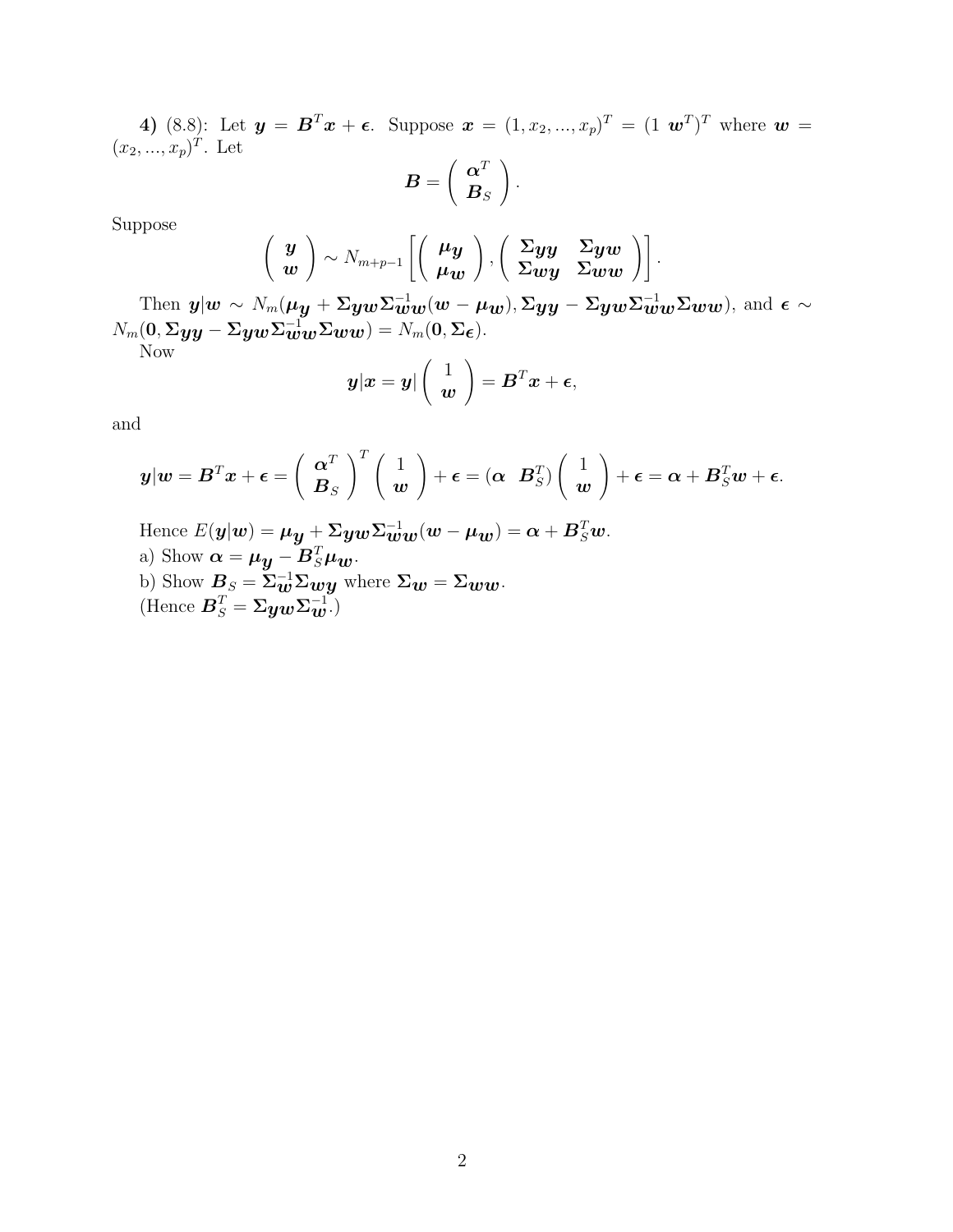**4)** (8.8): Let $\boldsymbol{y} = \boldsymbol{B}^T\boldsymbol{x} + \boldsymbol{\epsilon}$. Suppose $\boldsymbol{x} = (1, x_2, ..., x_p)^T = (1 \ \boldsymbol{w}^T)^T$ where $\boldsymbol{w} = (x_2, ..., x_p)^T$. Let

$$\boldsymbol{B} = \begin{pmatrix} \boldsymbol{\alpha}^T \\ \boldsymbol{B}_S \end{pmatrix}.$$

Suppose

$$\begin{pmatrix} \boldsymbol{y} \\ \boldsymbol{w} \end{pmatrix} \sim N_{m+p-1}\left[ \begin{pmatrix} \boldsymbol{\mu_y} \\ \boldsymbol{\mu_w} \end{pmatrix}, \begin{pmatrix} \boldsymbol{\Sigma_{yy}} & \boldsymbol{\Sigma_{yw}} \\ \boldsymbol{\Sigma_{wy}} & \boldsymbol{\Sigma_{ww}} \end{pmatrix} \right].$$

Then $\boldsymbol{y}|\boldsymbol{w} \sim N_m(\boldsymbol{\mu_y} + \boldsymbol{\Sigma_{yw}}\boldsymbol{\Sigma_{ww}^{-1}}(\boldsymbol{w} - \boldsymbol{\mu_w}), \boldsymbol{\Sigma_{yy}} - \boldsymbol{\Sigma_{yw}}\boldsymbol{\Sigma_{ww}^{-1}}\boldsymbol{\Sigma_{ww}})$, and $\boldsymbol{\epsilon} \sim N_m(\boldsymbol{0}, \boldsymbol{\Sigma_{yy}} - \boldsymbol{\Sigma_{yw}}\boldsymbol{\Sigma_{ww}^{-1}}\boldsymbol{\Sigma_{ww}}) = N_m(\boldsymbol{0}, \boldsymbol{\Sigma_\epsilon})$.

Now

$$\boldsymbol{y}|\boldsymbol{x} = \boldsymbol{y}|\begin{pmatrix} 1 \\ \boldsymbol{w} \end{pmatrix} = \boldsymbol{B}^T\boldsymbol{x} + \boldsymbol{\epsilon},$$

and

$$\boldsymbol{y}|\boldsymbol{w} = \boldsymbol{B}^T\boldsymbol{x} + \boldsymbol{\epsilon} = \begin{pmatrix} \boldsymbol{\alpha}^T \\ \boldsymbol{B}_S \end{pmatrix}^T \begin{pmatrix} 1 \\ \boldsymbol{w} \end{pmatrix} + \boldsymbol{\epsilon} = (\boldsymbol{\alpha} \ \ \boldsymbol{B}_S^T) \begin{pmatrix} 1 \\ \boldsymbol{w} \end{pmatrix} + \boldsymbol{\epsilon} = \boldsymbol{\alpha} + \boldsymbol{B}_S^T\boldsymbol{w} + \boldsymbol{\epsilon}.$$

Hence $E(\boldsymbol{y}|\boldsymbol{w}) = \boldsymbol{\mu_y} + \boldsymbol{\Sigma_{yw}}\boldsymbol{\Sigma_{ww}^{-1}}(\boldsymbol{w} - \boldsymbol{\mu_w}) = \boldsymbol{\alpha} + \boldsymbol{B}_S^T\boldsymbol{w}$.

a) Show $\boldsymbol{\alpha} = \boldsymbol{\mu_y} - \boldsymbol{B}_S^T\boldsymbol{\mu_w}$.

b) Show $\boldsymbol{B}_S = \boldsymbol{\Sigma_w^{-1}}\boldsymbol{\Sigma_{wy}}$ where $\boldsymbol{\Sigma_w} = \boldsymbol{\Sigma_{ww}}$.

(Hence $\boldsymbol{B}_S^T = \boldsymbol{\Sigma_{yw}}\boldsymbol{\Sigma_w^{-1}}$.)